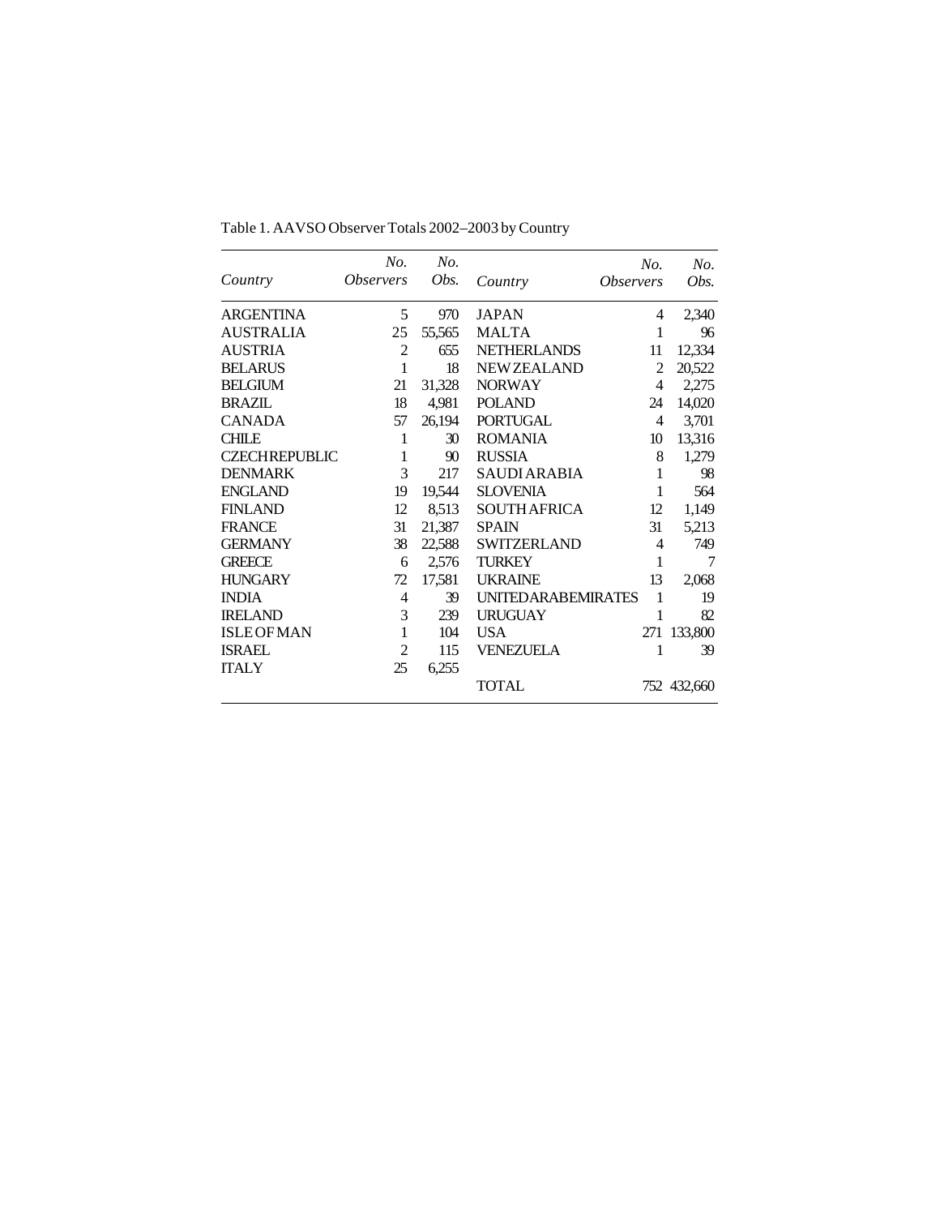Table 1. AAVSO Observer Totals 2002–2003 by Country

| *Country* | *No. Observers* | *No. Obs.* | *Country* | *No. Observers* | *No. Obs.* |
|---|---|---|---|---|---|
| ARGENTINA | 5 | 970 | JAPAN | 4 | 2,340 |
| AUSTRALIA | 25 | 55,565 | MALTA | 1 | 96 |
| AUSTRIA | 2 | 655 | NETHERLANDS | 11 | 12,334 |
| BELARUS | 1 | 18 | NEW ZEALAND | 2 | 20,522 |
| BELGIUM | 21 | 31,328 | NORWAY | 4 | 2,275 |
| BRAZIL | 18 | 4,981 | POLAND | 24 | 14,020 |
| CANADA | 57 | 26,194 | PORTUGAL | 4 | 3,701 |
| CHILE | 1 | 30 | ROMANIA | 10 | 13,316 |
| CZECH REPUBLIC | 1 | 90 | RUSSIA | 8 | 1,279 |
| DENMARK | 3 | 217 | SAUDI ARABIA | 1 | 98 |
| ENGLAND | 19 | 19,544 | SLOVENIA | 1 | 564 |
| FINLAND | 12 | 8,513 | SOUTH AFRICA | 12 | 1,149 |
| FRANCE | 31 | 21,387 | SPAIN | 31 | 5,213 |
| GERMANY | 38 | 22,588 | SWITZERLAND | 4 | 749 |
| GREECE | 6 | 2,576 | TURKEY | 1 | 7 |
| HUNGARY | 72 | 17,581 | UKRAINE | 13 | 2,068 |
| INDIA | 4 | 39 | UNITED ARAB EMIRATES | 1 | 19 |
| IRELAND | 3 | 239 | URUGUAY | 1 | 82 |
| ISLE OF MAN | 1 | 104 | USA | 271 | 133,800 |
| ISRAEL | 2 | 115 | VENEZUELA | 1 | 39 |
| ITALY | 25 | 6,255 | | | |
| | | | TOTAL | 752 | 432,660 |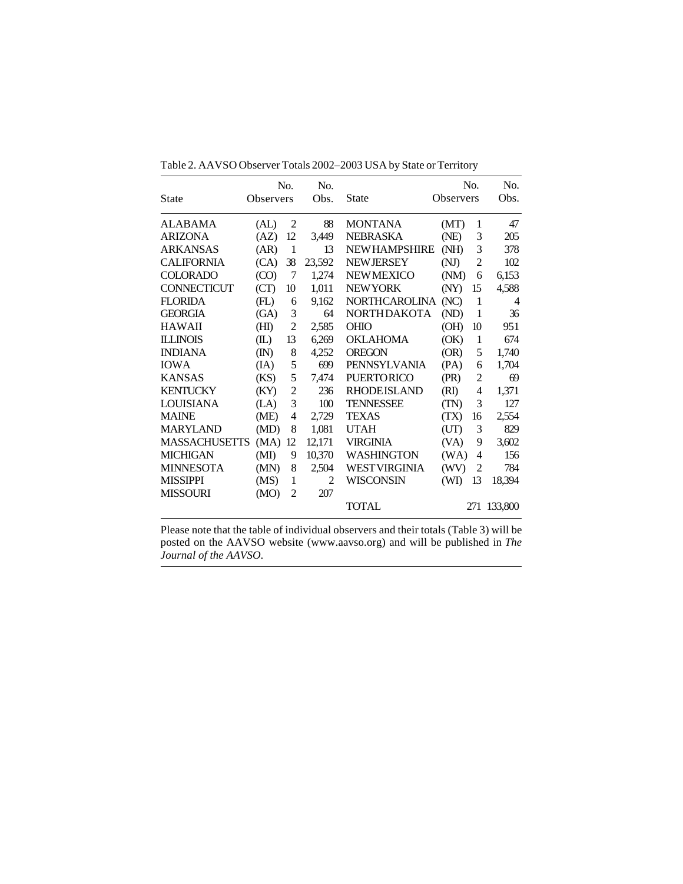Table 2. AAVSO Observer Totals 2002–2003 USA by State or Territory

| State | | No. Observers | No. Obs. | State | | No. Observers | No. Obs. |
|---|---|---|---|---|---|---|---|
| ALABAMA | (AL) | 2 | 88 | MONTANA | (MT) | 1 | 47 |
| ARIZONA | (AZ) | 12 | 3,449 | NEBRASKA | (NE) | 3 | 205 |
| ARKANSAS | (AR) | 1 | 13 | NEW HAMPSHIRE | (NH) | 3 | 378 |
| CALIFORNIA | (CA) | 38 | 23,592 | NEW JERSEY | (NJ) | 2 | 102 |
| COLORADO | (CO) | 7 | 1,274 | NEW MEXICO | (NM) | 6 | 6,153 |
| CONNECTICUT | (CT) | 10 | 1,011 | NEW YORK | (NY) | 15 | 4,588 |
| FLORIDA | (FL) | 6 | 9,162 | NORTH CAROLINA | (NC) | 1 | 4 |
| GEORGIA | (GA) | 3 | 64 | NORTH DAKOTA | (ND) | 1 | 36 |
| HAWAII | (HI) | 2 | 2,585 | OHIO | (OH) | 10 | 951 |
| ILLINOIS | (IL) | 13 | 6,269 | OKLAHOMA | (OK) | 1 | 674 |
| INDIANA | (IN) | 8 | 4,252 | OREGON | (OR) | 5 | 1,740 |
| IOWA | (IA) | 5 | 699 | PENNSYLVANIA | (PA) | 6 | 1,704 |
| KANSAS | (KS) | 5 | 7,474 | PUERTO RICO | (PR) | 2 | 69 |
| KENTUCKY | (KY) | 2 | 236 | RHODE ISLAND | (RI) | 4 | 1,371 |
| LOUISIANA | (LA) | 3 | 100 | TENNESSEE | (TN) | 3 | 127 |
| MAINE | (ME) | 4 | 2,729 | TEXAS | (TX) | 16 | 2,554 |
| MARYLAND | (MD) | 8 | 1,081 | UTAH | (UT) | 3 | 829 |
| MASSACHUSETTS | (MA) | 12 | 12,171 | VIRGINIA | (VA) | 9 | 3,602 |
| MICHIGAN | (MI) | 9 | 10,370 | WASHINGTON | (WA) | 4 | 156 |
| MINNESOTA | (MN) | 8 | 2,504 | WEST VIRGINIA | (WV) | 2 | 784 |
| MISSIPPI | (MS) | 1 | 2 | WISCONSIN | (WI) | 13 | 18,394 |
| MISSOURI | (MO) | 2 | 207 | | | | |
| | | | | TOTAL | | 271 | 133,800 |

Please note that the table of individual observers and their totals (Table 3) will be posted on the AAVSO website (www.aavso.org) and will be published in *The Journal of the AAVSO*.